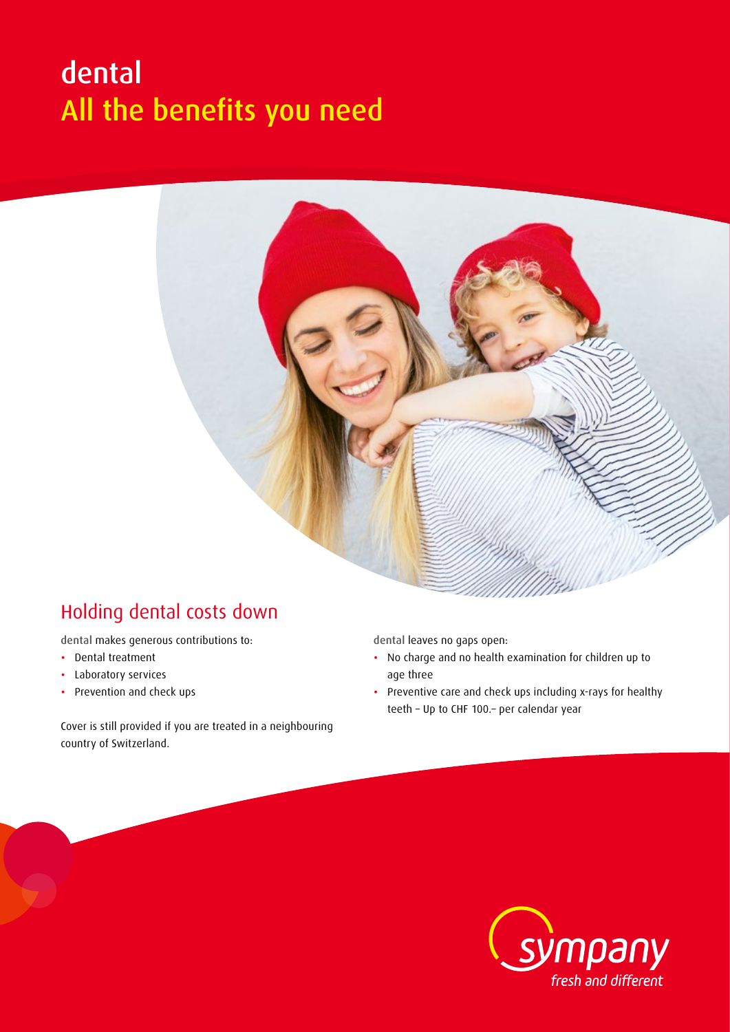# dental
## All the benefits you need

## Holding dental costs down

dental makes generous contributions to:

- Dental treatment
- Laboratory services
- Prevention and check ups

Cover is still provided if you are treated in a neighbouring country of Switzerland.

dental leaves no gaps open:

- No charge and no health examination for children up to age three
- Preventive care and check ups including x-rays for healthy teeth – Up to CHF 100.– per calendar year

sympany
*fresh and different*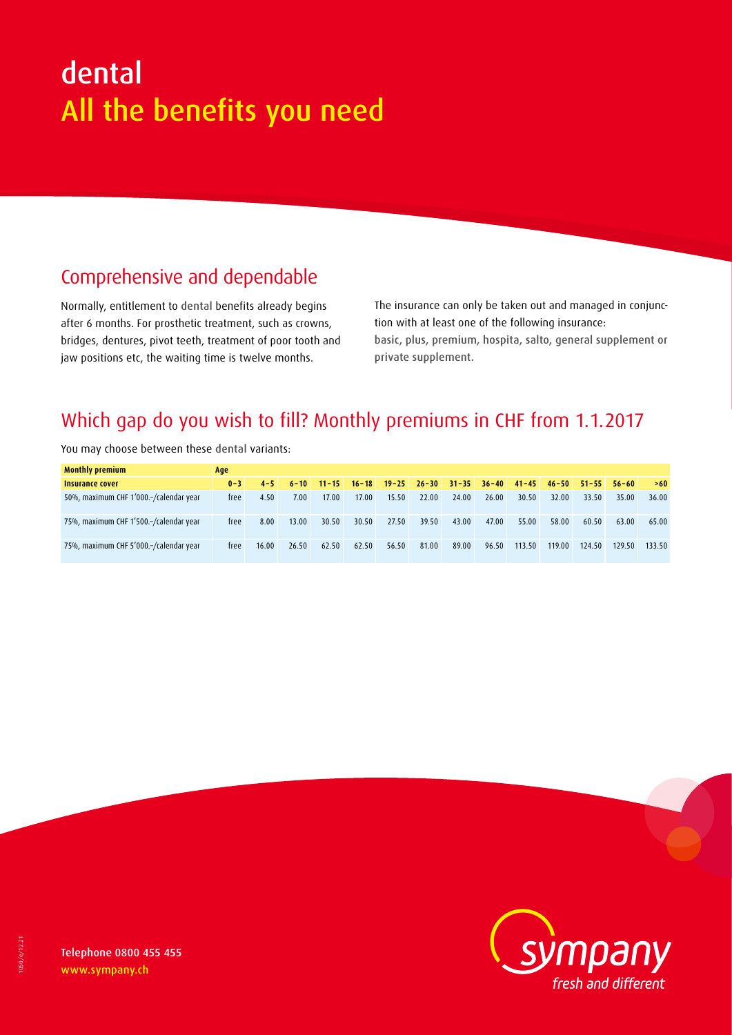# dental

# All the benefits you need

## Comprehensive and dependable

Normally, entitlement to dental benefits already begins after 6 months. For prosthetic treatment, such as crowns, bridges, dentures, pivot teeth, treatment of poor tooth and jaw positions etc, the waiting time is twelve months.

The insurance can only be taken out and managed in conjunction with at least one of the following insurance: basic, plus, premium, hospita, salto, general supplement or private supplement.

## Which gap do you wish to fill? Monthly premiums in CHF from 1.1.2017

You may choose between these dental variants:

| **Monthly premium** | **Age** | | | | | | | | | | | | | |
|---|---|---|---|---|---|---|---|---|---|---|---|---|---|---|
| **Insurance cover** | **0–3** | **4–5** | **6–10** | **11–15** | **16–18** | **19–25** | **26–30** | **31–35** | **36–40** | **41–45** | **46–50** | **51–55** | **56–60** | **>60** |
| 50%, maximum CHF 1'000.–/calendar year | free | 4.50 | 7.00 | 17.00 | 17.00 | 15.50 | 22.00 | 24.00 | 26.00 | 30.50 | 32.00 | 33.50 | 35.00 | 36.00 |
| 75%, maximum CHF 1'500.–/calendar year | free | 8.00 | 13.00 | 30.50 | 30.50 | 27.50 | 39.50 | 43.00 | 47.00 | 55.00 | 58.00 | 60.50 | 63.00 | 65.00 |
| 75%, maximum CHF 5'000.–/calendar year | free | 16.00 | 26.50 | 62.50 | 62.50 | 56.50 | 81.00 | 89.00 | 96.50 | 113.50 | 119.00 | 124.50 | 129.50 | 133.50 |

Telephone 0800 455 455
www.sympany.ch

sympany
fresh and different

1050/e/12.21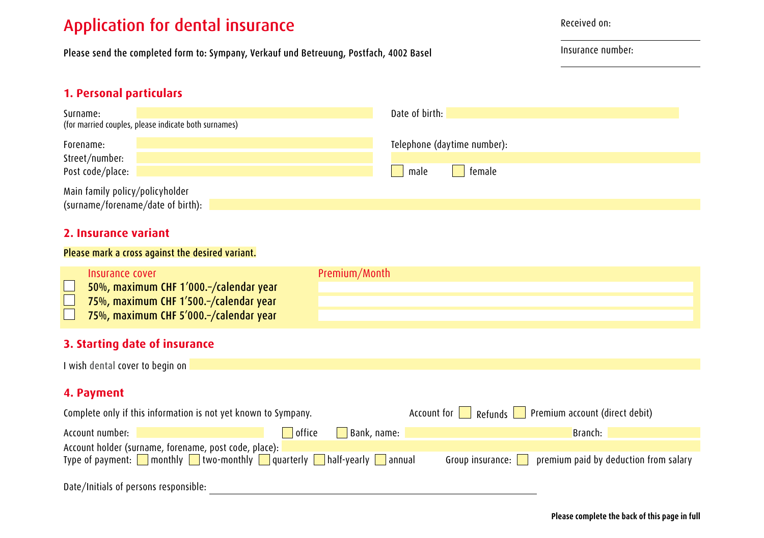# Application for dental insurance

Received on:

Insurance number:

Please send the completed form to: Sympany, Verkauf und Betreuung, Postfach, 4002 Basel

## 1. Personal particulars

Surname:
(for married couples, please indicate both surnames)

Date of birth:

Forename:

Street/number:

Post code/place:

Telephone (daytime number):

☐ male ☐ female

Main family policy/policyholder
(surname/forename/date of birth):

## 2. Insurance variant

Please mark a cross against the desired variant.

| | Insurance cover | Premium/Month |
|---|---|---|
| ☐ | **50%, maximum CHF 1'000.–/calendar year** | |
| ☐ | **75%, maximum CHF 1'500.–/calendar year** | |
| ☐ | **75%, maximum CHF 5'000.–/calendar year** | |

## 3. Starting date of insurance

I wish dental cover to begin on

## 4. Payment

Complete only if this information is not yet known to Sympany.

Account for ☐ Refunds ☐ Premium account (direct debit)

Account number: ☐ office ☐ Bank, name: Branch:

Account holder (surname, forename, post code, place):

Type of payment: ☐ monthly ☐ two-monthly ☐ quarterly ☐ half-yearly ☐ annual

Group insurance: ☐ premium paid by deduction from salary

Date/Initials of persons responsible:

**Please complete the back of this page in full**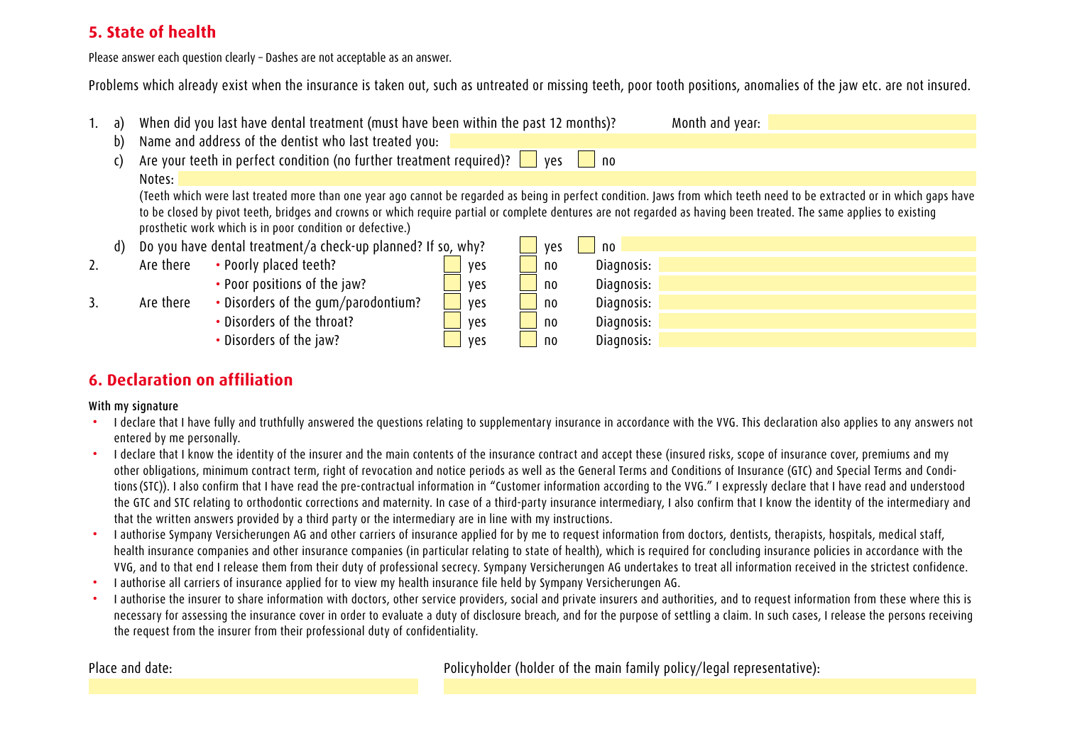## 5. State of health

Please answer each question clearly – Dashes are not acceptable as an answer.

Problems which already exist when the insurance is taken out, such as untreated or missing teeth, poor tooth positions, anomalies of the jaw etc. are not insured.

1. a) When did you last have dental treatment (must have been within the past 12 months)? Month and year:
   b) Name and address of the dentist who last treated you:
   c) Are your teeth in perfect condition (no further treatment required)? ☐ yes ☐ no
   Notes:
   (Teeth which were last treated more than one year ago cannot be regarded as being in perfect condition. Jaws from which teeth need to be extracted or in which gaps have to be closed by pivot teeth, bridges and crowns or which require partial or complete dentures are not regarded as having been treated. The same applies to existing prosthetic work which is in poor condition or defective.)
   d) Do you have dental treatment/a check-up planned? If so, why? ☐ yes ☐ no

2. Are there
   - Poorly placed teeth? ☐ yes ☐ no Diagnosis:
   - Poor positions of the jaw? ☐ yes ☐ no Diagnosis:

3. Are there
   - Disorders of the gum/parodontium? ☐ yes ☐ no Diagnosis:
   - Disorders of the throat? ☐ yes ☐ no Diagnosis:
   - Disorders of the jaw? ☐ yes ☐ no Diagnosis:

## 6. Declaration on affiliation

With my signature

- I declare that I have fully and truthfully answered the questions relating to supplementary insurance in accordance with the VVG. This declaration also applies to any answers not entered by me personally.
- I declare that I know the identity of the insurer and the main contents of the insurance contract and accept these (insured risks, scope of insurance cover, premiums and my other obligations, minimum contract term, right of revocation and notice periods as well as the General Terms and Conditions of Insurance (GTC) and Special Terms and Conditions (STC)). I also confirm that I have read the pre-contractual information in "Customer information according to the VVG." I expressly declare that I have read and understood the GTC and STC relating to orthodontic corrections and maternity. In case of a third-party insurance intermediary, I also confirm that I know the identity of the intermediary and that the written answers provided by a third party or the intermediary are in line with my instructions.
- I authorise Sympany Versicherungen AG and other carriers of insurance applied for by me to request information from doctors, dentists, therapists, hospitals, medical staff, health insurance companies and other insurance companies (in particular relating to state of health), which is required for concluding insurance policies in accordance with the VVG, and to that end I release them from their duty of professional secrecy. Sympany Versicherungen AG undertakes to treat all information received in the strictest confidence.
- I authorise all carriers of insurance applied for to view my health insurance file held by Sympany Versicherungen AG.
- I authorise the insurer to share information with doctors, other service providers, social and private insurers and authorities, and to request information from these where this is necessary for assessing the insurance cover in order to evaluate a duty of disclosure breach, and for the purpose of settling a claim. In such cases, I release the persons receiving the request from the insurer from their professional duty of confidentiality.

Place and date:

Policyholder (holder of the main family policy/legal representative):